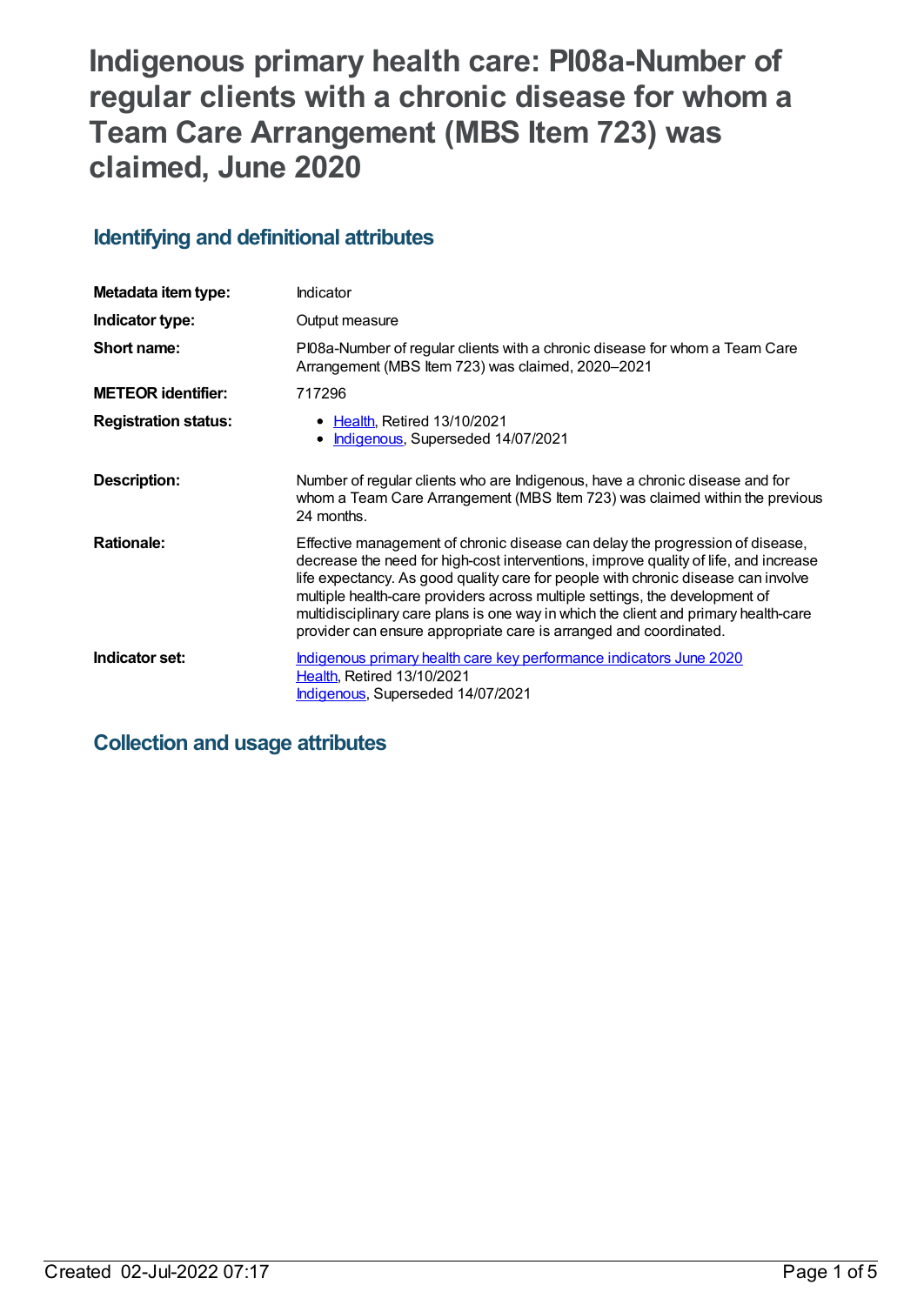# Indigenous primary health care: PI08a-Number of regular clients with a chronic disease for whom a Team Care Arrangement (MBS Item 723) was claimed, June 2020

## Identifying and definitional attributes

| | |
|---|---|
| **Metadata item type:** | Indicator |
| **Indicator type:** | Output measure |
| **Short name:** | PI08a-Number of regular clients with a chronic disease for whom a Team Care Arrangement (MBS Item 723) was claimed, 2020–2021 |
| **METEOR identifier:** | 717296 |
| **Registration status:** | • Health, Retired 13/10/2021<br>• Indigenous, Superseded 14/07/2021 |
| **Description:** | Number of regular clients who are Indigenous, have a chronic disease and for whom a Team Care Arrangement (MBS Item 723) was claimed within the previous 24 months. |
| **Rationale:** | Effective management of chronic disease can delay the progression of disease, decrease the need for high-cost interventions, improve quality of life, and increase life expectancy. As good quality care for people with chronic disease can involve multiple health-care providers across multiple settings, the development of multidisciplinary care plans is one way in which the client and primary health-care provider can ensure appropriate care is arranged and coordinated. |
| **Indicator set:** | Indigenous primary health care key performance indicators June 2020<br>Health, Retired 13/10/2021<br>Indigenous, Superseded 14/07/2021 |

## Collection and usage attributes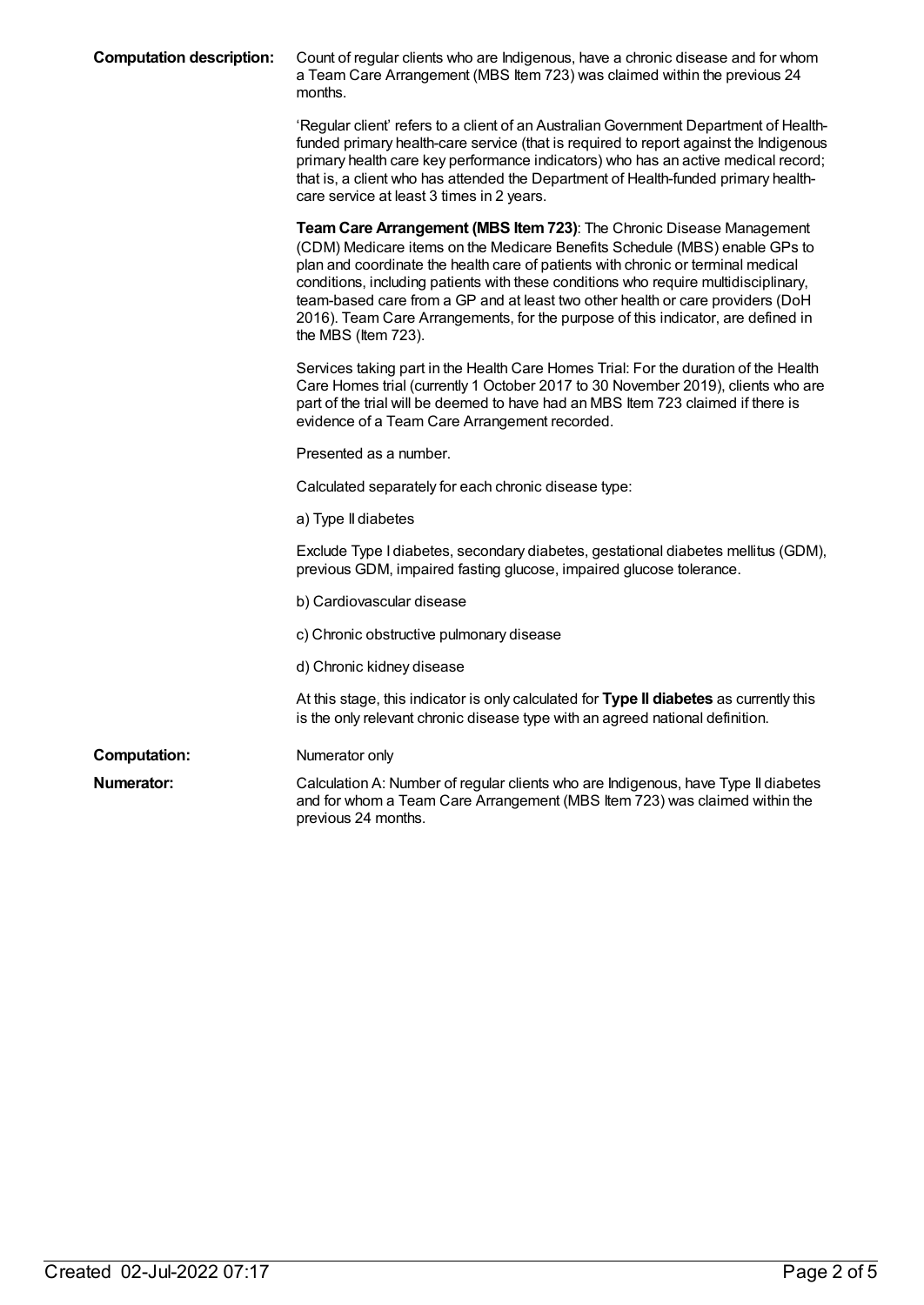**Computation description:** Count of regular clients who are Indigenous, have a chronic disease and for whom a Team Care Arrangement (MBS Item 723) was claimed within the previous 24 months.

'Regular client' refers to a client of an Australian Government Department of Health-funded primary health-care service (that is required to report against the Indigenous primary health care key performance indicators) who has an active medical record; that is, a client who has attended the Department of Health-funded primary health-care service at least 3 times in 2 years.

**Team Care Arrangement (MBS Item 723)**: The Chronic Disease Management (CDM) Medicare items on the Medicare Benefits Schedule (MBS) enable GPs to plan and coordinate the health care of patients with chronic or terminal medical conditions, including patients with these conditions who require multidisciplinary, team-based care from a GP and at least two other health or care providers (DoH 2016). Team Care Arrangements, for the purpose of this indicator, are defined in the MBS (Item 723).

Services taking part in the Health Care Homes Trial: For the duration of the Health Care Homes trial (currently 1 October 2017 to 30 November 2019), clients who are part of the trial will be deemed to have had an MBS Item 723 claimed if there is evidence of a Team Care Arrangement recorded.

Presented as a number.

Calculated separately for each chronic disease type:

a) Type II diabetes

Exclude Type I diabetes, secondary diabetes, gestational diabetes mellitus (GDM), previous GDM, impaired fasting glucose, impaired glucose tolerance.

b) Cardiovascular disease

c) Chronic obstructive pulmonary disease

d) Chronic kidney disease

At this stage, this indicator is only calculated for **Type II diabetes** as currently this is the only relevant chronic disease type with an agreed national definition.

**Computation:** Numerator only

**Numerator:** Calculation A: Number of regular clients who are Indigenous, have Type II diabetes and for whom a Team Care Arrangement (MBS Item 723) was claimed within the previous 24 months.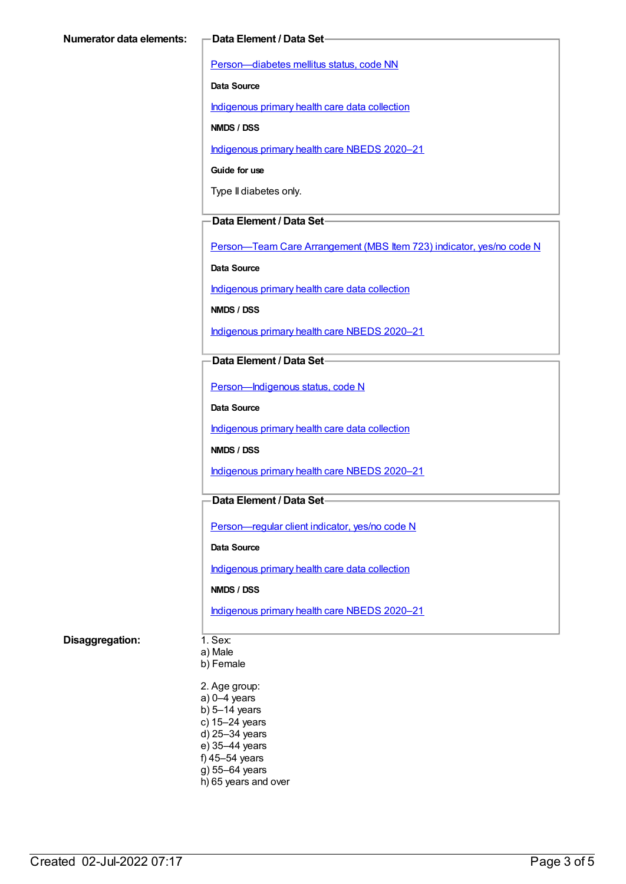**Numerator data elements:**

**Data Element / Data Set**

Person—diabetes mellitus status, code NN

**Data Source**

Indigenous primary health care data collection

**NMDS / DSS**

Indigenous primary health care NBEDS 2020–21

**Guide for use**

Type II diabetes only.

**Data Element / Data Set**

Person—Team Care Arrangement (MBS Item 723) indicator, yes/no code N

**Data Source**

Indigenous primary health care data collection

**NMDS / DSS**

Indigenous primary health care NBEDS 2020–21

**Data Element / Data Set**

Person—Indigenous status, code N

**Data Source**

Indigenous primary health care data collection

**NMDS / DSS**

Indigenous primary health care NBEDS 2020–21

**Data Element / Data Set**

Person—regular client indicator, yes/no code N

**Data Source**

Indigenous primary health care data collection

**NMDS / DSS**

Indigenous primary health care NBEDS 2020–21

**Disaggregation:**

1. Sex:
a) Male
b) Female

2. Age group:
a) 0–4 years
b) 5–14 years
c) 15–24 years
d) 25–34 years
e) 35–44 years
f) 45–54 years
g) 55–64 years
h) 65 years and over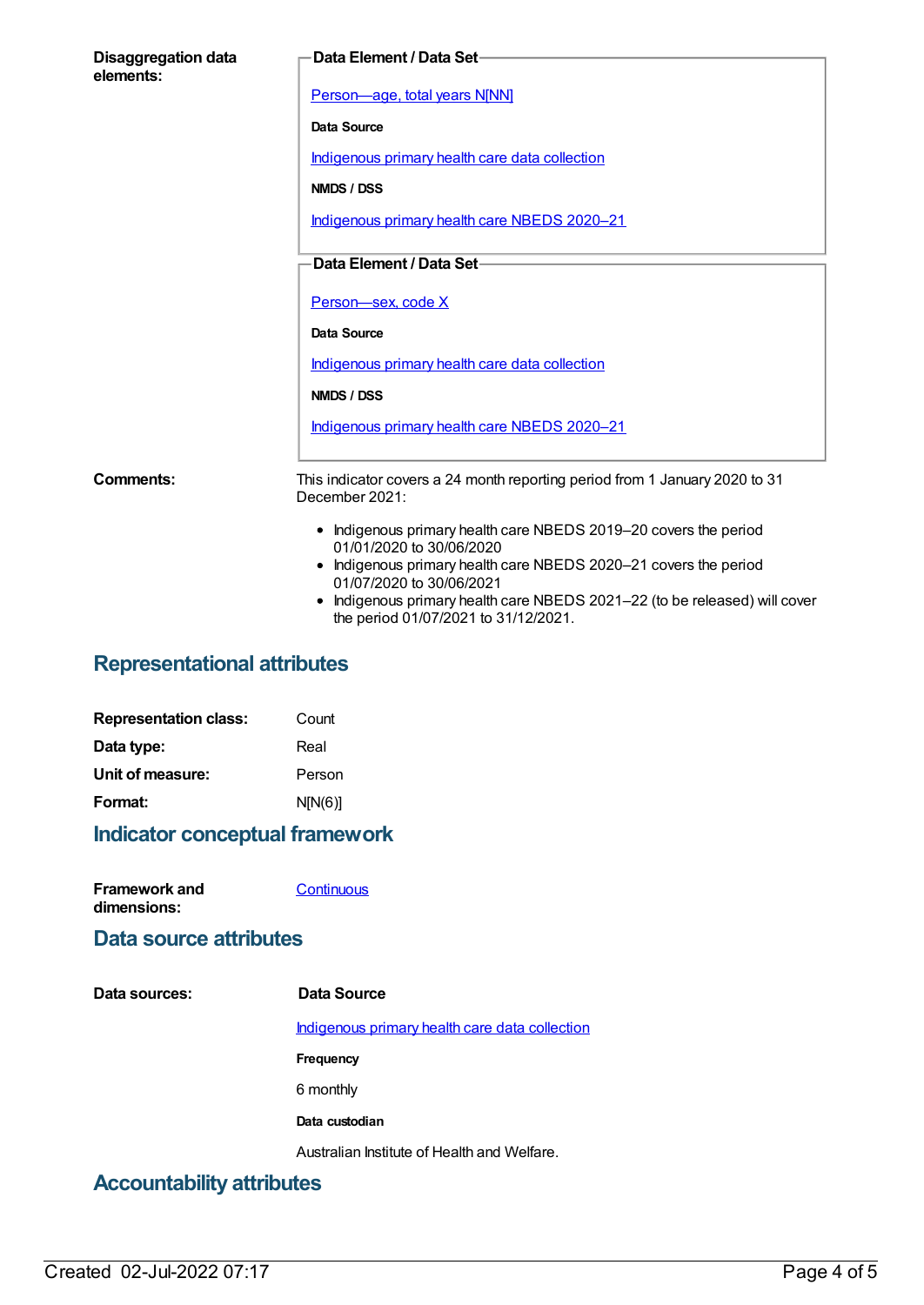**Disaggregation data elements:**

**Data Element / Data Set**

Person—age, total years N[NN]

**Data Source**

Indigenous primary health care data collection

**NMDS / DSS**

Indigenous primary health care NBEDS 2020–21

**Data Element / Data Set**

Person—sex, code X

**Data Source**

Indigenous primary health care data collection

**NMDS / DSS**

Indigenous primary health care NBEDS 2020–21

**Comments:**

This indicator covers a 24 month reporting period from 1 January 2020 to 31 December 2021:

- Indigenous primary health care NBEDS 2019–20 covers the period 01/01/2020 to 30/06/2020
- Indigenous primary health care NBEDS 2020–21 covers the period 01/07/2020 to 30/06/2021
- Indigenous primary health care NBEDS 2021–22 (to be released) will cover the period 01/07/2021 to 31/12/2021.

## Representational attributes

**Representation class:** Count

**Data type:** Real

**Unit of measure:** Person

**Format:** N[N(6)]

## Indicator conceptual framework

**Framework and dimensions:** Continuous

## Data source attributes

**Data sources:**

**Data Source**

Indigenous primary health care data collection

**Frequency**

6 monthly

**Data custodian**

Australian Institute of Health and Welfare.

## Accountability attributes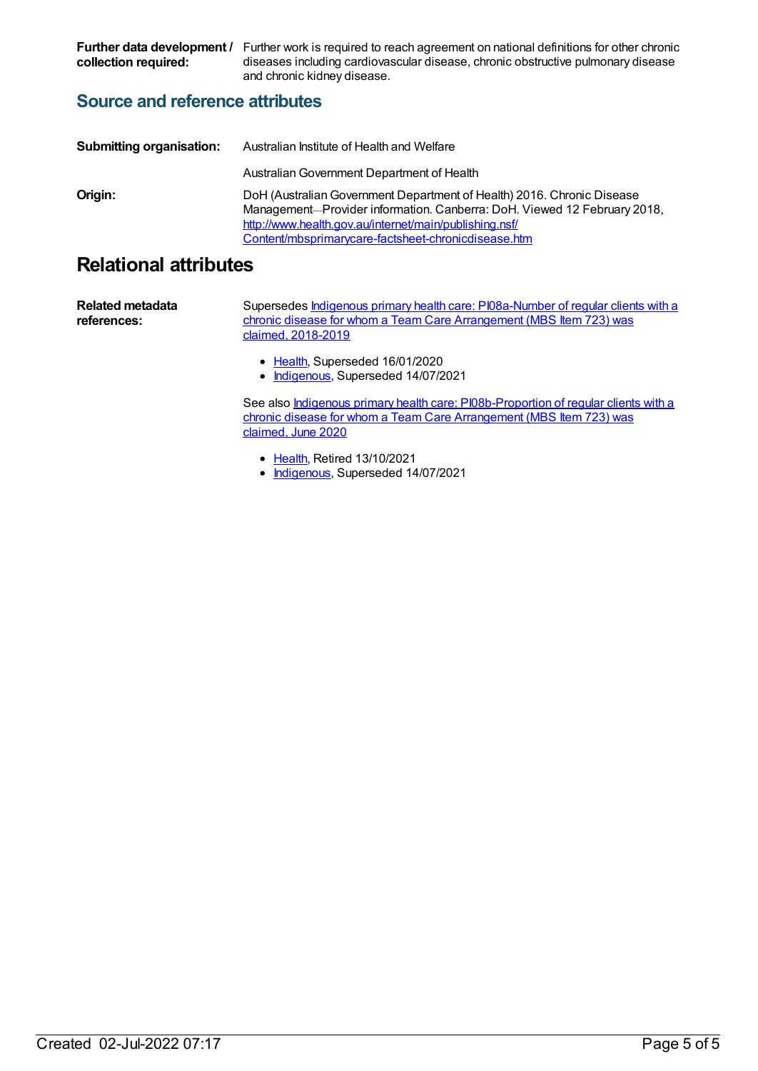**Further data development / collection required:** Further work is required to reach agreement on national definitions for other chronic diseases including cardiovascular disease, chronic obstructive pulmonary disease and chronic kidney disease.

## Source and reference attributes

**Submitting organisation:** Australian Institute of Health and Welfare

Australian Government Department of Health

**Origin:** DoH (Australian Government Department of Health) 2016. Chronic Disease Management—Provider information. Canberra: DoH. Viewed 12 February 2018, [http://www.health.gov.au/internet/main/publishing.nsf/Content/mbsprimarycare-factsheet-chronicdisease.htm](http://www.health.gov.au/internet/main/publishing.nsf/Content/mbsprimarycare-factsheet-chronicdisease.htm)

# Relational attributes

**Related metadata references:**

Supersedes Indigenous primary health care: PI08a-Number of regular clients with a chronic disease for whom a Team Care Arrangement (MBS Item 723) was claimed, 2018-2019

- Health, Superseded 16/01/2020
- Indigenous, Superseded 14/07/2021

See also Indigenous primary health care: PI08b-Proportion of regular clients with a chronic disease for whom a Team Care Arrangement (MBS Item 723) was claimed, June 2020

- Health, Retired 13/10/2021
- Indigenous, Superseded 14/07/2021